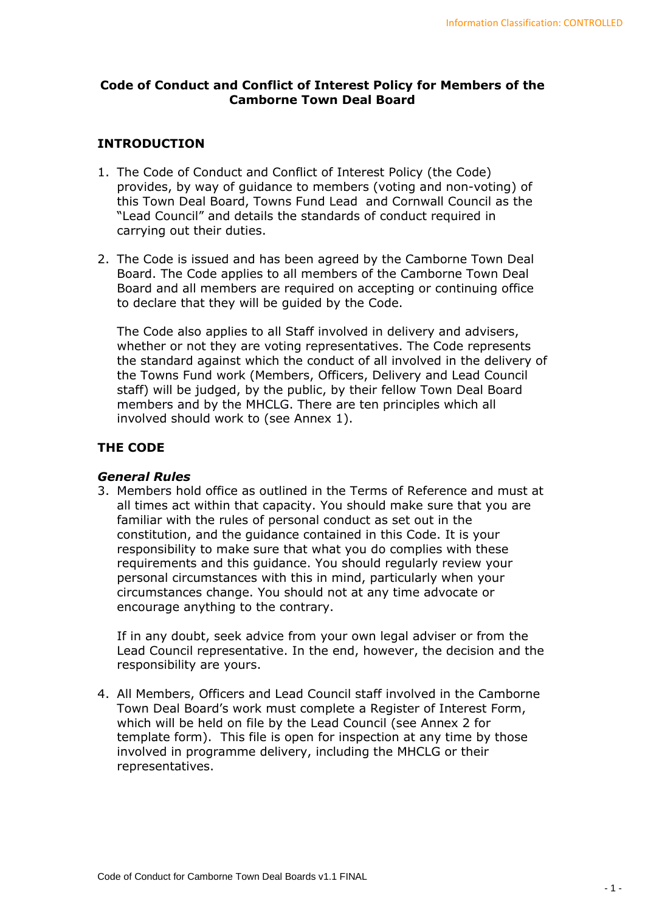**Code of Conduct and Conflict of Interest Policy for Members of the Camborne Town Deal Board**

## INTRODUCTION

1. The Code of Conduct and Conflict of Interest Policy (the Code) provides, by way of guidance to members (voting and non-voting) of this Town Deal Board, Towns Fund Lead and Cornwall Council as the "Lead Council" and details the standards of conduct required in carrying out their duties.

2. The Code is issued and has been agreed by the Camborne Town Deal Board. The Code applies to all members of the Camborne Town Deal Board and all members are required on accepting or continuing office to declare that they will be guided by the Code.

   The Code also applies to all Staff involved in delivery and advisers, whether or not they are voting representatives. The Code represents the standard against which the conduct of all involved in the delivery of the Towns Fund work (Members, Officers, Delivery and Lead Council staff) will be judged, by the public, by their fellow Town Deal Board members and by the MHCLG. There are ten principles which all involved should work to (see Annex 1).

## THE CODE

### *General Rules*

3. Members hold office as outlined in the Terms of Reference and must at all times act within that capacity. You should make sure that you are familiar with the rules of personal conduct as set out in the constitution, and the guidance contained in this Code. It is your responsibility to make sure that what you do complies with these requirements and this guidance. You should regularly review your personal circumstances with this in mind, particularly when your circumstances change. You should not at any time advocate or encourage anything to the contrary.

   If in any doubt, seek advice from your own legal adviser or from the Lead Council representative. In the end, however, the decision and the responsibility are yours.

4. All Members, Officers and Lead Council staff involved in the Camborne Town Deal Board's work must complete a Register of Interest Form, which will be held on file by the Lead Council (see Annex 2 for template form). This file is open for inspection at any time by those involved in programme delivery, including the MHCLG or their representatives.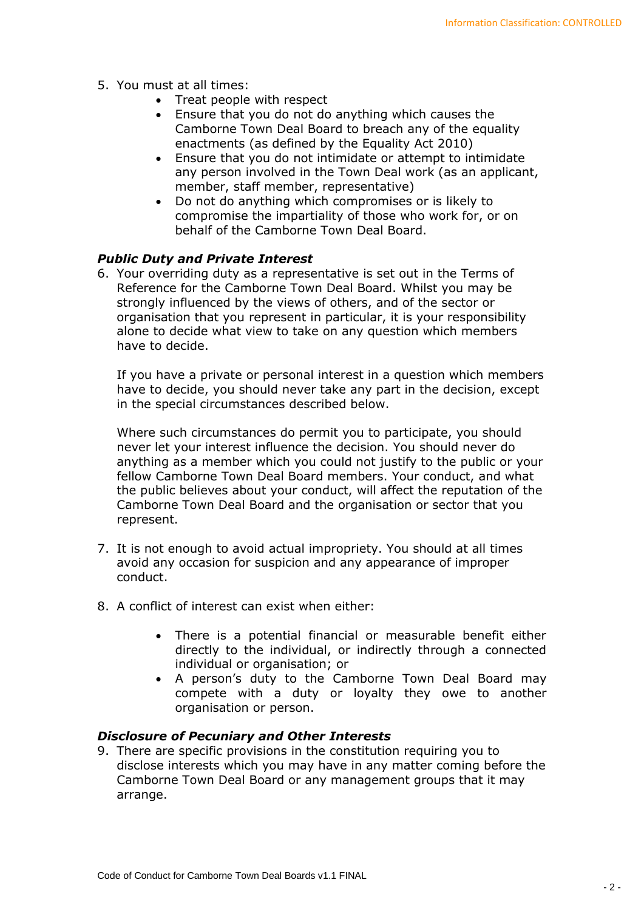5. You must at all times:
    - Treat people with respect
    - Ensure that you do not do anything which causes the Camborne Town Deal Board to breach any of the equality enactments (as defined by the Equality Act 2010)
    - Ensure that you do not intimidate or attempt to intimidate any person involved in the Town Deal work (as an applicant, member, staff member, representative)
    - Do not do anything which compromises or is likely to compromise the impartiality of those who work for, or on behalf of the Camborne Town Deal Board.

### *Public Duty and Private Interest*

6. Your overriding duty as a representative is set out in the Terms of Reference for the Camborne Town Deal Board. Whilst you may be strongly influenced by the views of others, and of the sector or organisation that you represent in particular, it is your responsibility alone to decide what view to take on any question which members have to decide.

    If you have a private or personal interest in a question which members have to decide, you should never take any part in the decision, except in the special circumstances described below.

    Where such circumstances do permit you to participate, you should never let your interest influence the decision. You should never do anything as a member which you could not justify to the public or your fellow Camborne Town Deal Board members. Your conduct, and what the public believes about your conduct, will affect the reputation of the Camborne Town Deal Board and the organisation or sector that you represent.

7. It is not enough to avoid actual impropriety. You should at all times avoid any occasion for suspicion and any appearance of improper conduct.

8. A conflict of interest can exist when either:

    - There is a potential financial or measurable benefit either directly to the individual, or indirectly through a connected individual or organisation; or
    - A person's duty to the Camborne Town Deal Board may compete with a duty or loyalty they owe to another organisation or person.

### *Disclosure of Pecuniary and Other Interests*

9. There are specific provisions in the constitution requiring you to disclose interests which you may have in any matter coming before the Camborne Town Deal Board or any management groups that it may arrange.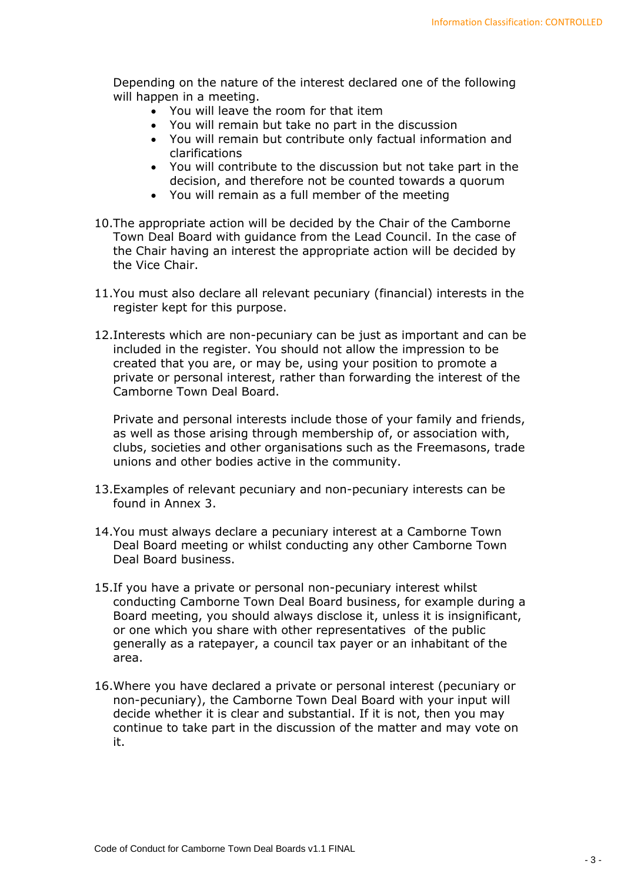Depending on the nature of the interest declared one of the following will happen in a meeting.

- You will leave the room for that item
- You will remain but take no part in the discussion
- You will remain but contribute only factual information and clarifications
- You will contribute to the discussion but not take part in the decision, and therefore not be counted towards a quorum
- You will remain as a full member of the meeting

10. The appropriate action will be decided by the Chair of the Camborne Town Deal Board with guidance from the Lead Council. In the case of the Chair having an interest the appropriate action will be decided by the Vice Chair.

11. You must also declare all relevant pecuniary (financial) interests in the register kept for this purpose.

12. Interests which are non-pecuniary can be just as important and can be included in the register. You should not allow the impression to be created that you are, or may be, using your position to promote a private or personal interest, rather than forwarding the interest of the Camborne Town Deal Board.

    Private and personal interests include those of your family and friends, as well as those arising through membership of, or association with, clubs, societies and other organisations such as the Freemasons, trade unions and other bodies active in the community.

13. Examples of relevant pecuniary and non-pecuniary interests can be found in Annex 3.

14. You must always declare a pecuniary interest at a Camborne Town Deal Board meeting or whilst conducting any other Camborne Town Deal Board business.

15. If you have a private or personal non-pecuniary interest whilst conducting Camborne Town Deal Board business, for example during a Board meeting, you should always disclose it, unless it is insignificant, or one which you share with other representatives of the public generally as a ratepayer, a council tax payer or an inhabitant of the area.

16. Where you have declared a private or personal interest (pecuniary or non-pecuniary), the Camborne Town Deal Board with your input will decide whether it is clear and substantial. If it is not, then you may continue to take part in the discussion of the matter and may vote on it.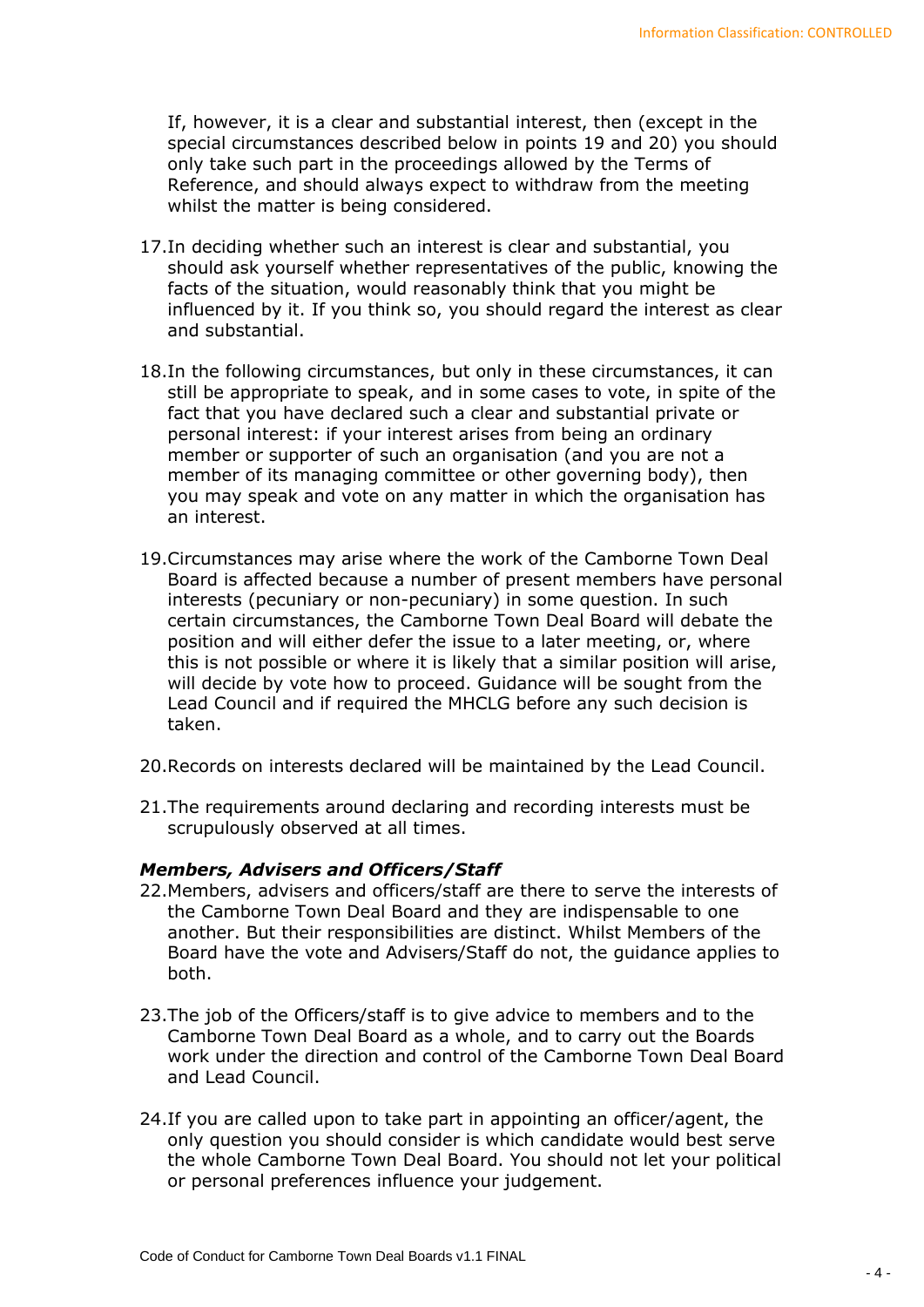If, however, it is a clear and substantial interest, then (except in the special circumstances described below in points 19 and 20) you should only take such part in the proceedings allowed by the Terms of Reference, and should always expect to withdraw from the meeting whilst the matter is being considered.

17. In deciding whether such an interest is clear and substantial, you should ask yourself whether representatives of the public, knowing the facts of the situation, would reasonably think that you might be influenced by it. If you think so, you should regard the interest as clear and substantial.

18. In the following circumstances, but only in these circumstances, it can still be appropriate to speak, and in some cases to vote, in spite of the fact that you have declared such a clear and substantial private or personal interest: if your interest arises from being an ordinary member or supporter of such an organisation (and you are not a member of its managing committee or other governing body), then you may speak and vote on any matter in which the organisation has an interest.

19. Circumstances may arise where the work of the Camborne Town Deal Board is affected because a number of present members have personal interests (pecuniary or non-pecuniary) in some question. In such certain circumstances, the Camborne Town Deal Board will debate the position and will either defer the issue to a later meeting, or, where this is not possible or where it is likely that a similar position will arise, will decide by vote how to proceed. Guidance will be sought from the Lead Council and if required the MHCLG before any such decision is taken.

20. Records on interests declared will be maintained by the Lead Council.

21. The requirements around declaring and recording interests must be scrupulously observed at all times.

***Members, Advisers and Officers/Staff***

22. Members, advisers and officers/staff are there to serve the interests of the Camborne Town Deal Board and they are indispensable to one another. But their responsibilities are distinct. Whilst Members of the Board have the vote and Advisers/Staff do not, the guidance applies to both.

23. The job of the Officers/staff is to give advice to members and to the Camborne Town Deal Board as a whole, and to carry out the Boards work under the direction and control of the Camborne Town Deal Board and Lead Council.

24. If you are called upon to take part in appointing an officer/agent, the only question you should consider is which candidate would best serve the whole Camborne Town Deal Board. You should not let your political or personal preferences influence your judgement.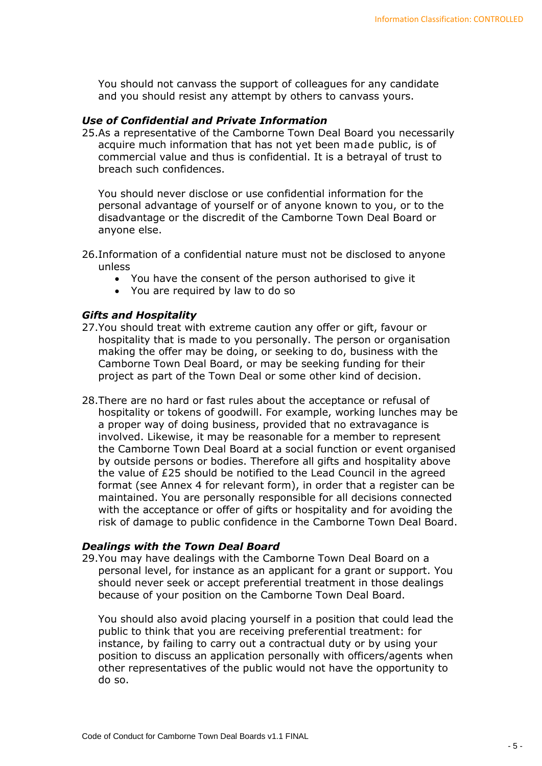You should not canvass the support of colleagues for any candidate and you should resist any attempt by others to canvass yours.

### *Use of Confidential and Private Information*

25. As a representative of the Camborne Town Deal Board you necessarily acquire much information that has not yet been made public, is of commercial value and thus is confidential. It is a betrayal of trust to breach such confidences.

    You should never disclose or use confidential information for the personal advantage of yourself or of anyone known to you, or to the disadvantage or the discredit of the Camborne Town Deal Board or anyone else.

26. Information of a confidential nature must not be disclosed to anyone unless
    - You have the consent of the person authorised to give it
    - You are required by law to do so

### *Gifts and Hospitality*

27. You should treat with extreme caution any offer or gift, favour or hospitality that is made to you personally. The person or organisation making the offer may be doing, or seeking to do, business with the Camborne Town Deal Board, or may be seeking funding for their project as part of the Town Deal or some other kind of decision.

28. There are no hard or fast rules about the acceptance or refusal of hospitality or tokens of goodwill. For example, working lunches may be a proper way of doing business, provided that no extravagance is involved. Likewise, it may be reasonable for a member to represent the Camborne Town Deal Board at a social function or event organised by outside persons or bodies. Therefore all gifts and hospitality above the value of £25 should be notified to the Lead Council in the agreed format (see Annex 4 for relevant form), in order that a register can be maintained. You are personally responsible for all decisions connected with the acceptance or offer of gifts or hospitality and for avoiding the risk of damage to public confidence in the Camborne Town Deal Board.

### *Dealings with the Town Deal Board*

29. You may have dealings with the Camborne Town Deal Board on a personal level, for instance as an applicant for a grant or support. You should never seek or accept preferential treatment in those dealings because of your position on the Camborne Town Deal Board.

    You should also avoid placing yourself in a position that could lead the public to think that you are receiving preferential treatment: for instance, by failing to carry out a contractual duty or by using your position to discuss an application personally with officers/agents when other representatives of the public would not have the opportunity to do so.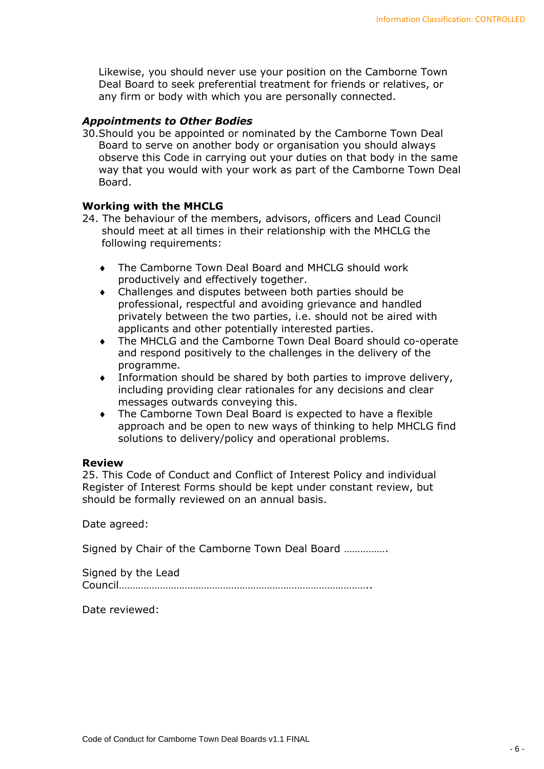Likewise, you should never use your position on the Camborne Town Deal Board to seek preferential treatment for friends or relatives, or any firm or body with which you are personally connected.

### *Appointments to Other Bodies*

30.Should you be appointed or nominated by the Camborne Town Deal Board to serve on another body or organisation you should always observe this Code in carrying out your duties on that body in the same way that you would with your work as part of the Camborne Town Deal Board.

### Working with the MHCLG

24. The behaviour of the members, advisors, officers and Lead Council should meet at all times in their relationship with the MHCLG the following requirements:

- The Camborne Town Deal Board and MHCLG should work productively and effectively together.
- Challenges and disputes between both parties should be professional, respectful and avoiding grievance and handled privately between the two parties, i.e. should not be aired with applicants and other potentially interested parties.
- The MHCLG and the Camborne Town Deal Board should co-operate and respond positively to the challenges in the delivery of the programme.
- Information should be shared by both parties to improve delivery, including providing clear rationales for any decisions and clear messages outwards conveying this.
- The Camborne Town Deal Board is expected to have a flexible approach and be open to new ways of thinking to help MHCLG find solutions to delivery/policy and operational problems.

### Review

25. This Code of Conduct and Conflict of Interest Policy and individual Register of Interest Forms should be kept under constant review, but should be formally reviewed on an annual basis.

Date agreed:

Signed by Chair of the Camborne Town Deal Board …………….

Signed by the Lead Council……………………………………………………………………………..

Date reviewed: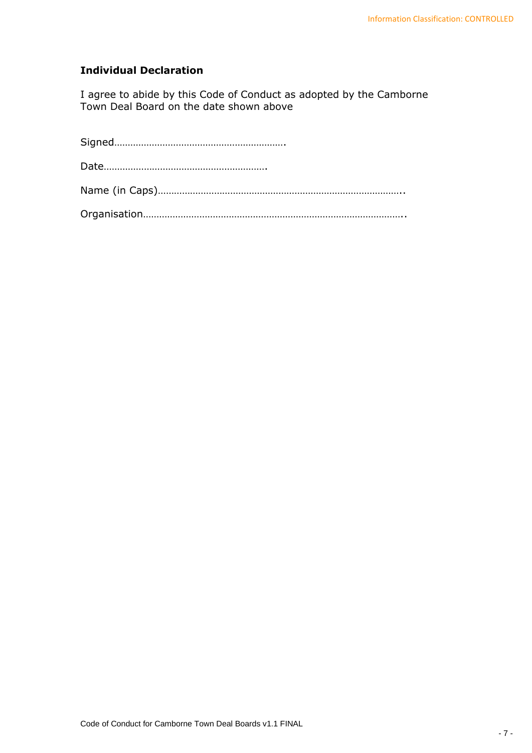**Individual Declaration**

I agree to abide by this Code of Conduct as adopted by the Camborne Town Deal Board on the date shown above

Signed……………………………………………………….

Date…………………………………………………….

Name (in Caps)………………………………………………………………………..

Organisation………………………………………………………………………………..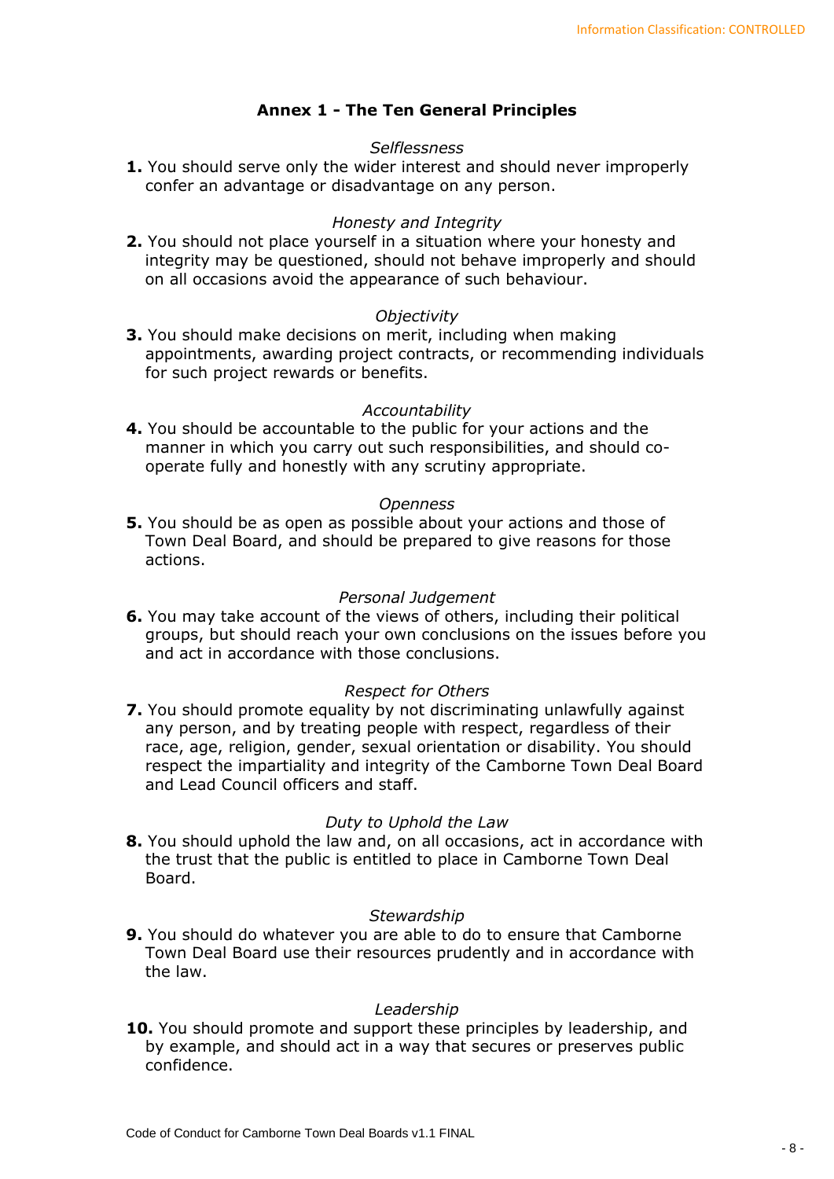## Annex 1 - The Ten General Principles

*Selflessness*

**1.** You should serve only the wider interest and should never improperly confer an advantage or disadvantage on any person.

*Honesty and Integrity*

**2.** You should not place yourself in a situation where your honesty and integrity may be questioned, should not behave improperly and should on all occasions avoid the appearance of such behaviour.

*Objectivity*

**3.** You should make decisions on merit, including when making appointments, awarding project contracts, or recommending individuals for such project rewards or benefits.

*Accountability*

**4.** You should be accountable to the public for your actions and the manner in which you carry out such responsibilities, and should co-operate fully and honestly with any scrutiny appropriate.

*Openness*

**5.** You should be as open as possible about your actions and those of Town Deal Board, and should be prepared to give reasons for those actions.

*Personal Judgement*

**6.** You may take account of the views of others, including their political groups, but should reach your own conclusions on the issues before you and act in accordance with those conclusions.

*Respect for Others*

**7.** You should promote equality by not discriminating unlawfully against any person, and by treating people with respect, regardless of their race, age, religion, gender, sexual orientation or disability. You should respect the impartiality and integrity of the Camborne Town Deal Board and Lead Council officers and staff.

*Duty to Uphold the Law*

**8.** You should uphold the law and, on all occasions, act in accordance with the trust that the public is entitled to place in Camborne Town Deal Board.

*Stewardship*

**9.** You should do whatever you are able to do to ensure that Camborne Town Deal Board use their resources prudently and in accordance with the law.

*Leadership*

**10.** You should promote and support these principles by leadership, and by example, and should act in a way that secures or preserves public confidence.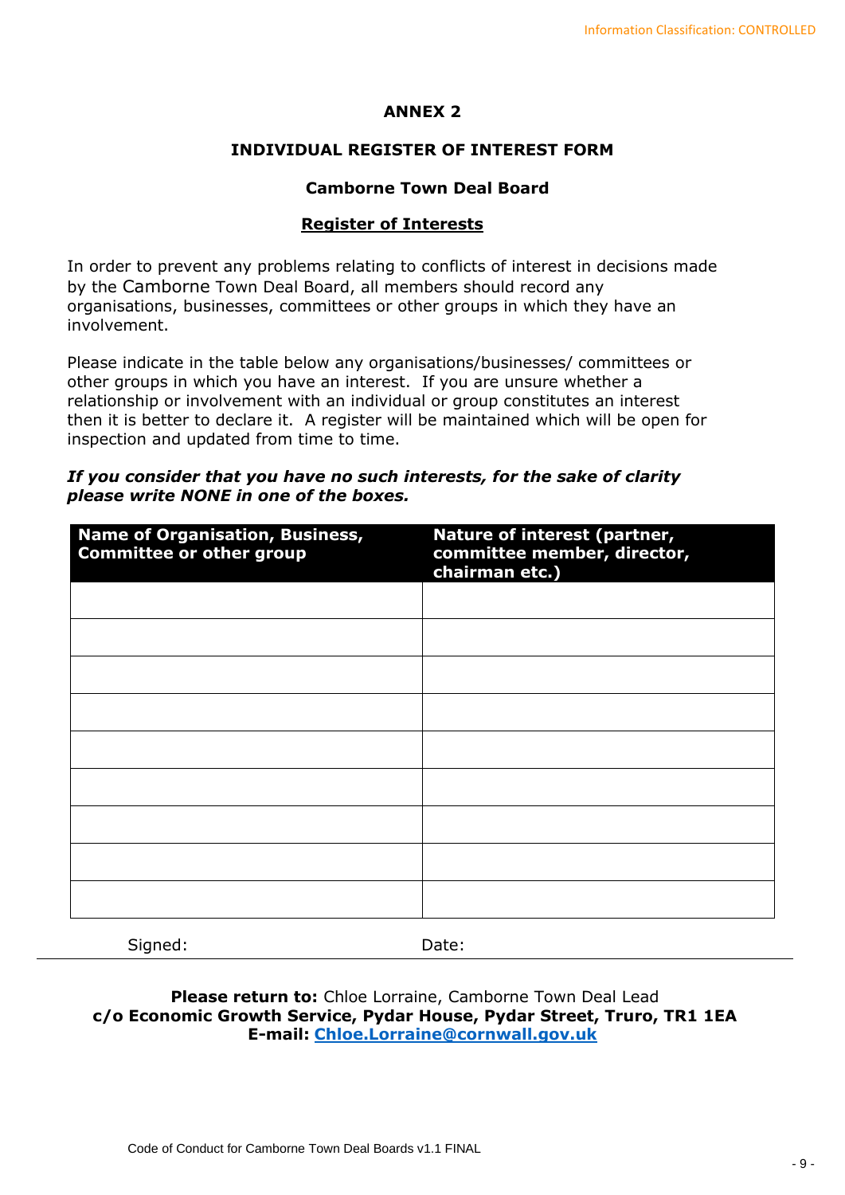## ANNEX 2

## INDIVIDUAL REGISTER OF INTEREST FORM

### Camborne Town Deal Board

### Register of Interests

In order to prevent any problems relating to conflicts of interest in decisions made by the Camborne Town Deal Board, all members should record any organisations, businesses, committees or other groups in which they have an involvement.

Please indicate in the table below any organisations/businesses/ committees or other groups in which you have an interest. If you are unsure whether a relationship or involvement with an individual or group constitutes an interest then it is better to declare it. A register will be maintained which will be open for inspection and updated from time to time.

***If you consider that you have no such interests, for the sake of clarity please write NONE in one of the boxes.***

| Name of Organisation, Business, Committee or other group | Nature of interest (partner, committee member, director, chairman etc.) |
|---|---|
| | |
| | |
| | |
| | |
| | |
| | |
| | |
| | |
| | |

Signed: Date:

**Please return to:** Chloe Lorraine, Camborne Town Deal Lead
**c/o Economic Growth Service, Pydar House, Pydar Street, Truro, TR1 1EA**
**E-mail: Chloe.Lorraine@cornwall.gov.uk**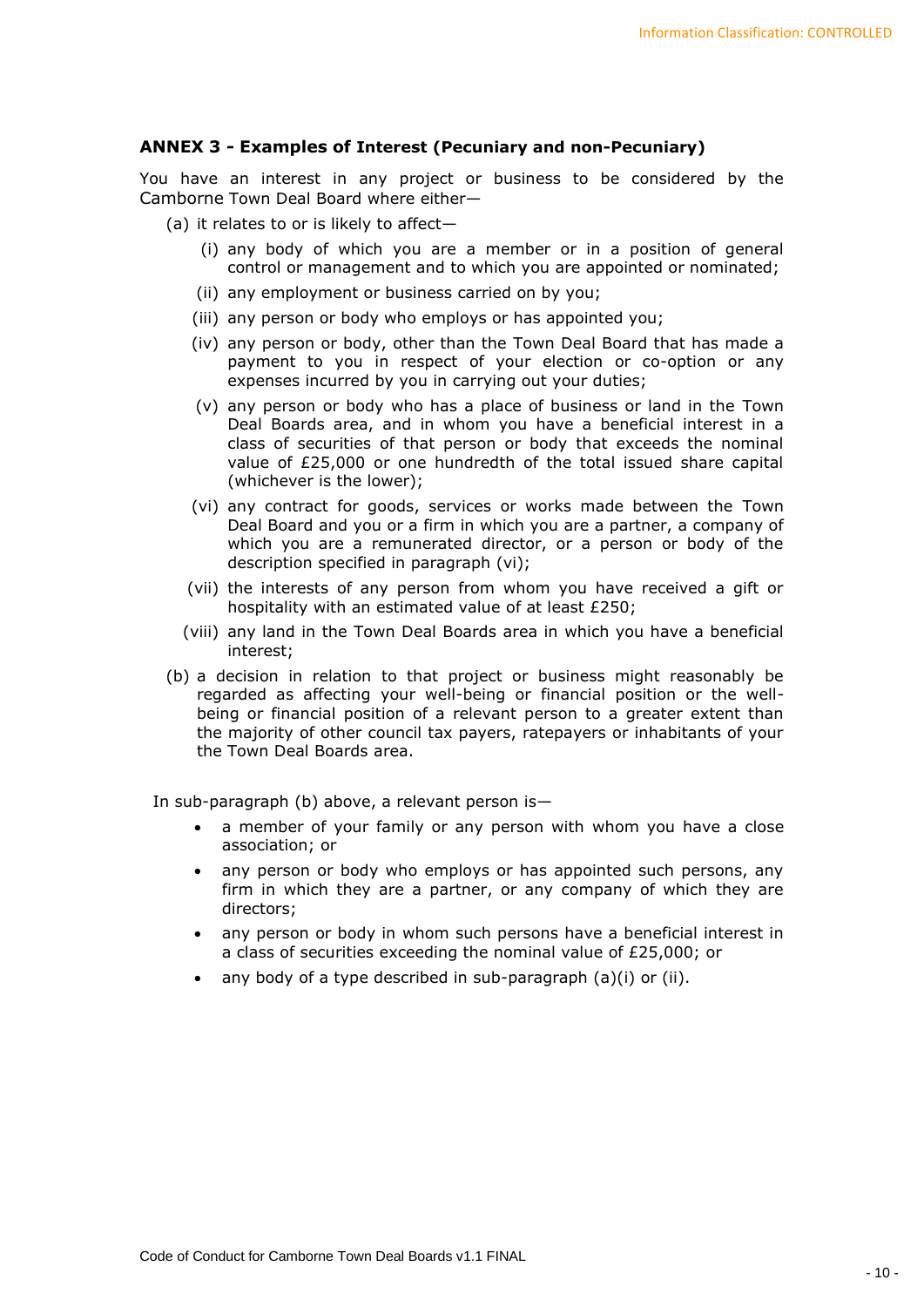**ANNEX 3 - Examples of Interest (Pecuniary and non-Pecuniary)**

You have an interest in any project or business to be considered by the Camborne Town Deal Board where either—

(a) it relates to or is likely to affect—

   (i) any body of which you are a member or in a position of general control or management and to which you are appointed or nominated;

   (ii) any employment or business carried on by you;

   (iii) any person or body who employs or has appointed you;

   (iv) any person or body, other than the Town Deal Board that has made a payment to you in respect of your election or co-option or any expenses incurred by you in carrying out your duties;

   (v) any person or body who has a place of business or land in the Town Deal Boards area, and in whom you have a beneficial interest in a class of securities of that person or body that exceeds the nominal value of £25,000 or one hundredth of the total issued share capital (whichever is the lower);

   (vi) any contract for goods, services or works made between the Town Deal Board and you or a firm in which you are a partner, a company of which you are a remunerated director, or a person or body of the description specified in paragraph (vi);

   (vii) the interests of any person from whom you have received a gift or hospitality with an estimated value of at least £250;

   (viii) any land in the Town Deal Boards area in which you have a beneficial interest;

(b) a decision in relation to that project or business might reasonably be regarded as affecting your well-being or financial position or the well-being or financial position of a relevant person to a greater extent than the majority of other council tax payers, ratepayers or inhabitants of your the Town Deal Boards area.

In sub-paragraph (b) above, a relevant person is—

- a member of your family or any person with whom you have a close association; or
- any person or body who employs or has appointed such persons, any firm in which they are a partner, or any company of which they are directors;
- any person or body in whom such persons have a beneficial interest in a class of securities exceeding the nominal value of £25,000; or
- any body of a type described in sub-paragraph (a)(i) or (ii).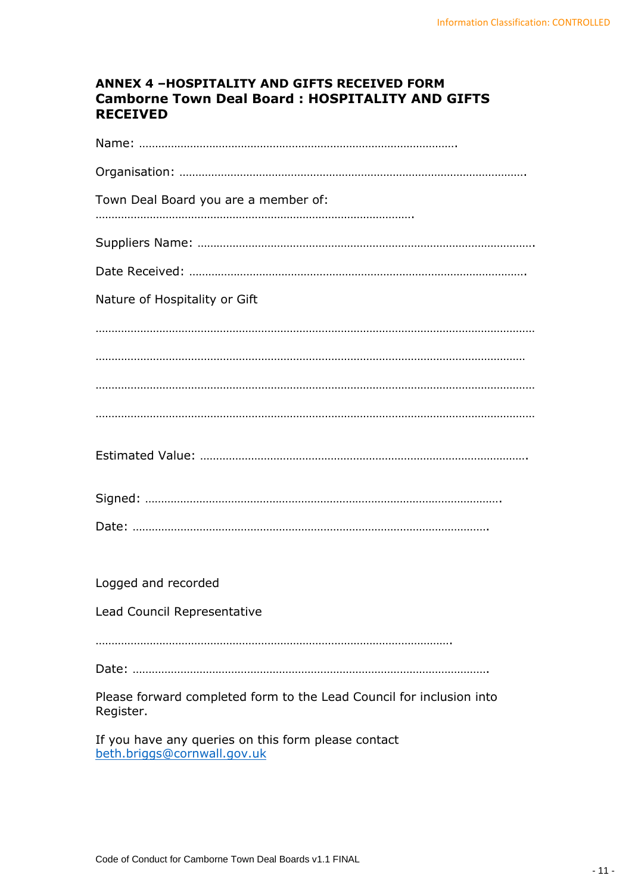**ANNEX 4 –HOSPITALITY AND GIFTS RECEIVED FORM**
**Camborne Town Deal Board : HOSPITALITY AND GIFTS RECEIVED**

Name: ……………………………………………………………………………………….

Organisation: …………………………………………………………………………………………….

Town Deal Board you are a member of:
……………………………………………………………………………………….

Suppliers Name: …………………………………………………………………………………………….

Date Received: …………………………………………………………………………………………….

Nature of Hospitality or Gift

……………………………………………………………………………………………………………………

……………………………………………………………………………………………………………………

……………………………………………………………………………………………………………………

……………………………………………………………………………………………………………………

Estimated Value: ………………………………………………………………………………………….

Signed: ………………………………………………………………………………………………….

Date: ………………………………………………………………………………………………….

Logged and recorded

Lead Council Representative

………………………………………………………………………………………………….

Date: ………………………………………………………………………………………………….

Please forward completed form to the Lead Council for inclusion into Register.

If you have any queries on this form please contact
beth.briggs@cornwall.gov.uk